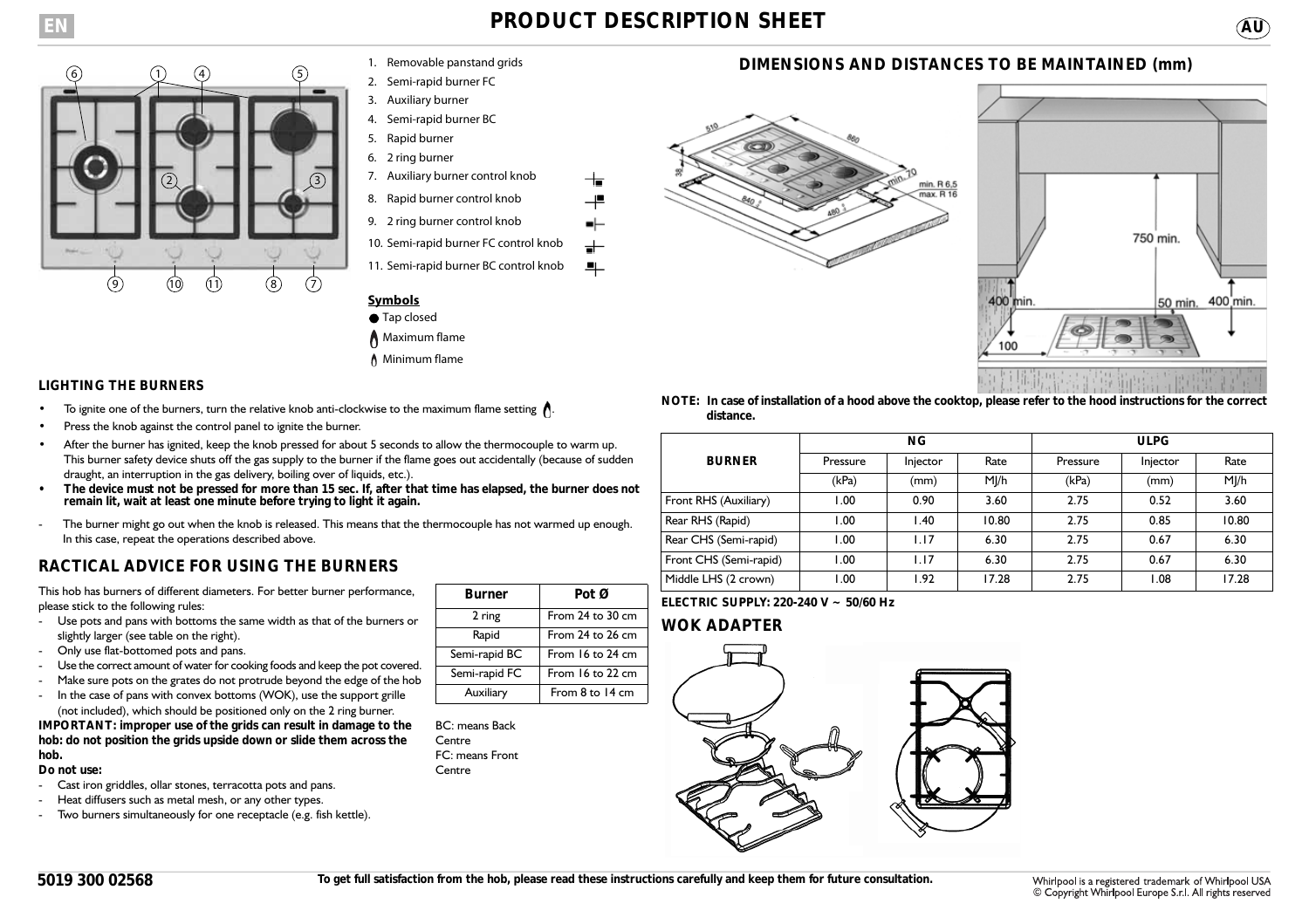# PRODUCT DESCRIPTION SHEET

1. Removable panstand grids
2. Semi-rapid burner FC
3. Auxiliary burner
4. Semi-rapid burner BC
5. Rapid burner
6. 2 ring burner
7. Auxiliary burner control knob
8. Rapid burner control knob
9. 2 ring burner control knob
10. Semi-rapid burner FC control knob
11. Semi-rapid burner BC control knob

**Symbols**

● Tap closed

Maximum flame

Minimum flame

## LIGHTING THE BURNERS

- To ignite one of the burners, turn the relative knob anti-clockwise to the maximum flame setting.
- Press the knob against the control panel to ignite the burner.
- After the burner has ignited, keep the knob pressed for about 5 seconds to allow the thermocouple to warm up. This burner safety device shuts off the gas supply to the burner if the flame goes out accidentally (because of sudden draught, an interruption in the gas delivery, boiling over of liquids, etc.).
- **The device must not be pressed for more than 15 sec. If, after that time has elapsed, the burner does not remain lit, wait at least one minute before trying to light it again.**

- The burner might go out when the knob is released. This means that the thermocouple has not warmed up enough. In this case, repeat the operations described above.

## RACTICAL ADVICE FOR USING THE BURNERS

This hob has burners of different diameters. For better burner performance, please stick to the following rules:

- Use pots and pans with bottoms the same width as that of the burners or slightly larger (see table on the right).
- Only use flat-bottomed pots and pans.
- Use the correct amount of water for cooking foods and keep the pot covered.
- Make sure pots on the grates do not protrude beyond the edge of the hob
- In the case of pans with convex bottoms (WOK), use the support grille (not included), which should be positioned only on the 2 ring burner.

**IMPORTANT: improper use of the grids can result in damage to the hob: do not position the grids upside down or slide them across the hob.**

**Do not use:**

- Cast iron griddles, ollar stones, terracotta pots and pans.
- Heat diffusers such as metal mesh, or any other types.
- Two burners simultaneously for one receptacle (e.g. fish kettle).

| Burner | Pot Ø |
|---|---|
| 2 ring | From 24 to 30 cm |
| Rapid | From 24 to 26 cm |
| Semi-rapid BC | From 16 to 24 cm |
| Semi-rapid FC | From 16 to 22 cm |
| Auxiliary | From 8 to 14 cm |

BC: means Back Centre
FC: means Front Centre

## DIMENSIONS AND DISTANCES TO BE MAINTAINED (mm)

510, 860, 38, 840, 480, min. 70, min. R 6,5, max. R 16

750 min., 400 min., 50 min., 400 min., 100

**NOTE: In case of installation of a hood above the cooktop, please refer to the hood instructions for the correct distance.**

| BURNER | NG | | | ULPG | | |
|---|---|---|---|---|---|---|
| | Pressure | Injector | Rate | Pressure | Injector | Rate |
| | (kPa) | (mm) | MJ/h | (kPa) | (mm) | MJ/h |
| Front RHS (Auxiliary) | 1.00 | 0.90 | 3.60 | 2.75 | 0.52 | 3.60 |
| Rear RHS (Rapid) | 1.00 | 1.40 | 10.80 | 2.75 | 0.85 | 10.80 |
| Rear CHS (Semi-rapid) | 1.00 | 1.17 | 6.30 | 2.75 | 0.67 | 6.30 |
| Front CHS (Semi-rapid) | 1.00 | 1.17 | 6.30 | 2.75 | 0.67 | 6.30 |
| Middle LHS (2 crown) | 1.00 | 1.92 | 17.28 | 2.75 | 1.08 | 17.28 |

**ELECTRIC SUPPLY: 220-240 V ~ 50/60 Hz**

## WOK ADAPTER

**5019 300 02568**

**To get full satisfaction from the hob, please read these instructions carefully and keep them for future consultation.**

Whirlpool is a registered trademark of Whirlpool USA
© Copyright Whirlpool Europe S.r.l. All rights reserved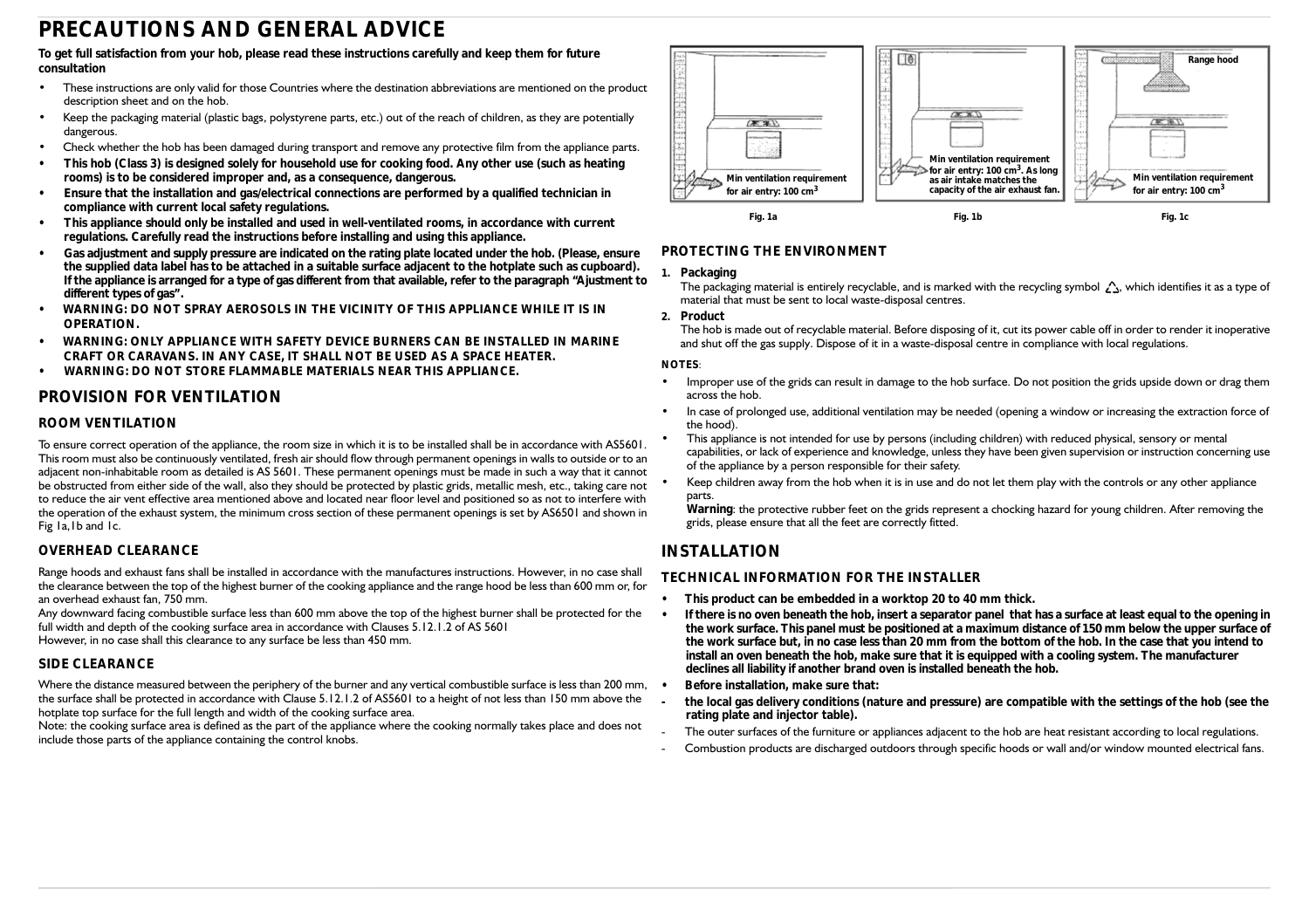# PRECAUTIONS AND GENERAL ADVICE

**To get full satisfaction from your hob, please read these instructions carefully and keep them for future consultation**

- These instructions are only valid for those Countries where the destination abbreviations are mentioned on the product description sheet and on the hob.
- Keep the packaging material (plastic bags, polystyrene parts, etc.) out of the reach of children, as they are potentially dangerous.
- Check whether the hob has been damaged during transport and remove any protective film from the appliance parts.
- **This hob (Class 3) is designed solely for household use for cooking food. Any other use (such as heating rooms) is to be considered improper and, as a consequence, dangerous.**
- **Ensure that the installation and gas/electrical connections are performed by a qualified technician in compliance with current local safety regulations.**
- **This appliance should only be installed and used in well-ventilated rooms, in accordance with current regulations. Carefully read the instructions before installing and using this appliance.**
- **Gas adjustment and supply pressure are indicated on the rating plate located under the hob. (Please, ensure the supplied data label has to be attached in a suitable surface adjacent to the hotplate such as cupboard). If the appliance is arranged for a type of gas different from that available, refer to the paragraph "Ajustment to different types of gas".**
- **WARNING: DO NOT SPRAY AEROSOLS IN THE VICINITY OF THIS APPLIANCE WHILE IT IS IN OPERATION.**
- **WARNING: ONLY APPLIANCE WITH SAFETY DEVICE BURNERS CAN BE INSTALLED IN MARINE CRAFT OR CARAVANS. IN ANY CASE, IT SHALL NOT BE USED AS A SPACE HEATER.**
- **WARNING: DO NOT STORE FLAMMABLE MATERIALS NEAR THIS APPLIANCE.**

## PROVISION FOR VENTILATION

### ROOM VENTILATION

To ensure correct operation of the appliance, the room size in which it is to be installed shall be in accordance with AS5601. This room must also be continuously ventilated, fresh air should flow through permanent openings in walls to outside or to an adjacent non-inhabitable room as detailed is AS 5601. These permanent openings must be made in such a way that it cannot be obstructed from either side of the wall, also they should be protected by plastic grids, metallic mesh, etc., taking care not to reduce the air vent effective area mentioned above and located near floor level and positioned so as not to interfere with the operation of the exhaust system, the minimum cross section of these permanent openings is set by AS6501 and shown in Fig 1a,1b and 1c.

### OVERHEAD CLEARANCE

Range hoods and exhaust fans shall be installed in accordance with the manufactures instructions. However, in no case shall the clearance between the top of the highest burner of the cooking appliance and the range hood be less than 600 mm or, for an overhead exhaust fan, 750 mm.

Any downward facing combustible surface less than 600 mm above the top of the highest burner shall be protected for the full width and depth of the cooking surface area in accordance with Clauses 5.12.1.2 of AS 5601

However, in no case shall this clearance to any surface be less than 450 mm.

### SIDE CLEARANCE

Where the distance measured between the periphery of the burner and any vertical combustible surface is less than 200 mm, the surface shall be protected in accordance with Clause 5.12.1.2 of AS5601 to a height of not less than 150 mm above the hotplate top surface for the full length and width of the cooking surface area.

Note: the cooking surface area is defined as the part of the appliance where the cooking normally takes place and does not include those parts of the appliance containing the control knobs.

Min ventilation requirement for air entry: 100 $cm^3$

Fig. 1a

Min ventilation requirement for air entry: 100 $cm^3$. As long as air intake matches the capacity of the air exhaust fan.

Fig. 1b

Range hood

Min ventilation requirement for air entry: 100 $cm^3$

Fig. 1c

### PROTECTING THE ENVIRONMENT

1. **Packaging**
   The packaging material is entirely recyclable, and is marked with the recycling symbol ♲, which identifies it as a type of material that must be sent to local waste-disposal centres.
2. **Product**
   The hob is made out of recyclable material. Before disposing of it, cut its power cable off in order to render it inoperative and shut off the gas supply. Dispose of it in a waste-disposal centre in compliance with local regulations.

**NOTES**:

- Improper use of the grids can result in damage to the hob surface. Do not position the grids upside down or drag them across the hob.
- In case of prolonged use, additional ventilation may be needed (opening a window or increasing the extraction force of the hood).
- This appliance is not intended for use by persons (including children) with reduced physical, sensory or mental capabilities, or lack of experience and knowledge, unless they have been given supervision or instruction concerning use of the appliance by a person responsible for their safety.
- Keep children away from the hob when it is in use and do not let them play with the controls or any other appliance parts.
  **Warning**: the protective rubber feet on the grids represent a chocking hazard for young children. After removing the grids, please ensure that all the feet are correctly fitted.

## INSTALLATION

### TECHNICAL INFORMATION FOR THE INSTALLER

- **This product can be embedded in a worktop 20 to 40 mm thick.**
- **If there is no oven beneath the hob, insert a separator panel that has a surface at least equal to the opening in the work surface. This panel must be positioned at a maximum distance of 150 mm below the upper surface of the work surface but, in no case less than 20 mm from the bottom of the hob. In the case that you intend to install an oven beneath the hob, make sure that it is equipped with a cooling system. The manufacturer declines all liability if another brand oven is installed beneath the hob.**
- **Before installation, make sure that:**

- **the local gas delivery conditions (nature and pressure) are compatible with the settings of the hob (see the rating plate and injector table).**
- The outer surfaces of the furniture or appliances adjacent to the hob are heat resistant according to local regulations.
- Combustion products are discharged outdoors through specific hoods or wall and/or window mounted electrical fans.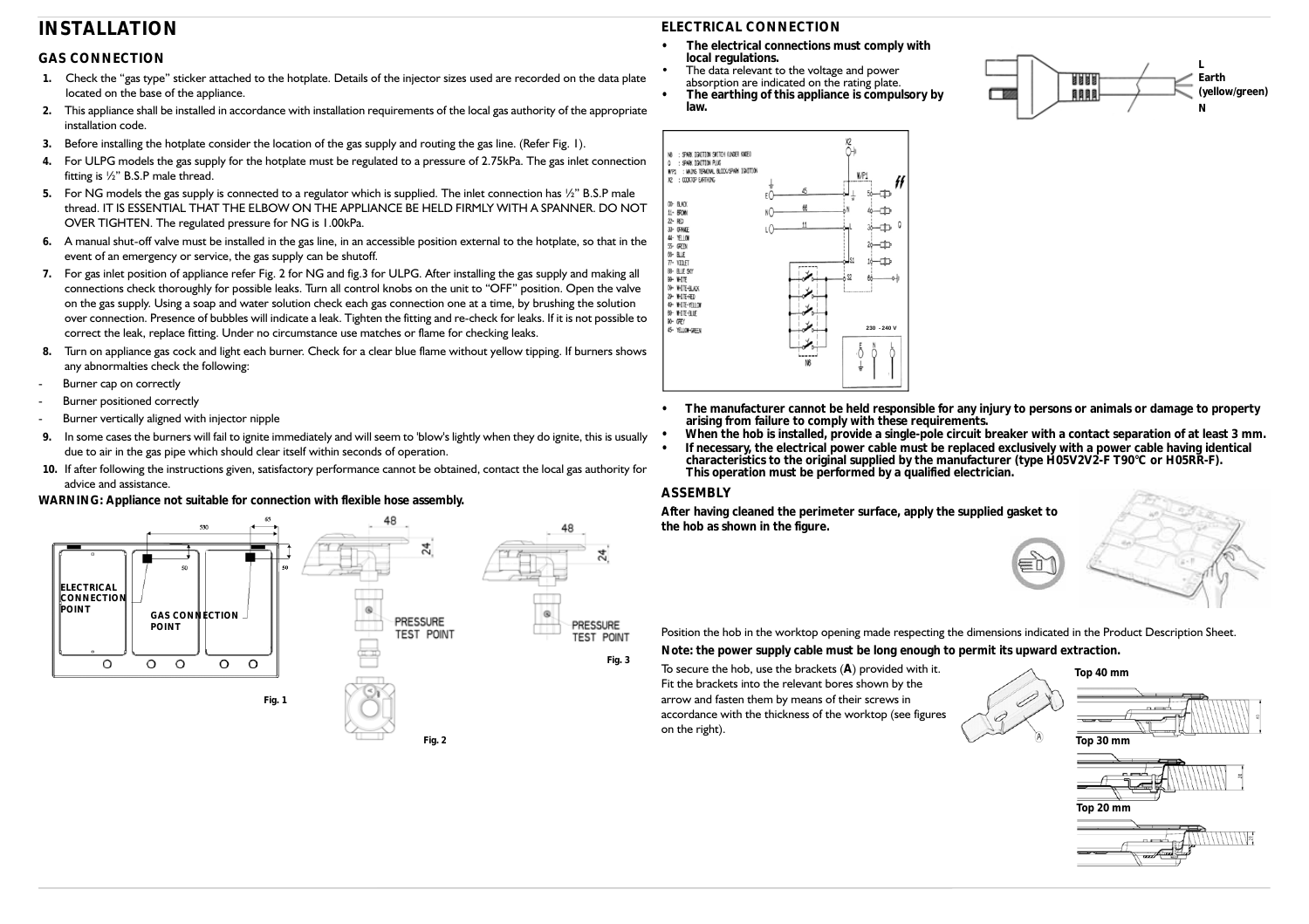# INSTALLATION

## GAS CONNECTION

1. Check the "gas type" sticker attached to the hotplate. Details of the injector sizes used are recorded on the data plate located on the base of the appliance.
2. This appliance shall be installed in accordance with installation requirements of the local gas authority of the appropriate installation code.
3. Before installing the hotplate consider the location of the gas supply and routing the gas line. (Refer Fig. 1).
4. For ULPG models the gas supply for the hotplate must be regulated to a pressure of 2.75kPa. The gas inlet connection fitting is ½" B.S.P male thread.
5. For NG models the gas supply is connected to a regulator which is supplied. The inlet connection has ½" B.S.P male thread. IT IS ESSENTIAL THAT THE ELBOW ON THE APPLIANCE BE HELD FIRMLY WITH A SPANNER. DO NOT OVER TIGHTEN. The regulated pressure for NG is 1.00kPa.
6. A manual shut-off valve must be installed in the gas line, in an accessible position external to the hotplate, so that in the event of an emergency or service, the gas supply can be shutoff.
7. For gas inlet position of appliance refer Fig. 2 for NG and fig.3 for ULPG. After installing the gas supply and making all connections check thoroughly for possible leaks. Turn all control knobs on the unit to "OFF" position. Open the valve on the gas supply. Using a soap and water solution check each gas connection one at a time, by brushing the solution over connection. Presence of bubbles will indicate a leak. Tighten the fitting and re-check for leaks. If it is not possible to correct the leak, replace fitting. Under no circumstance use matches or flame for checking leaks.
8. Turn on appliance gas cock and light each burner. Check for a clear blue flame without yellow tipping. If burners shows any abnormalties check the following:

- Burner cap on correctly
- Burner positioned correctly
- Burner vertically aligned with injector nipple

9. In some cases the burners will fail to ignite immediately and will seem to 'blow's lightly when they do ignite, this is usually due to air in the gas pipe which should clear itself within seconds of operation.
10. If after following the instructions given, satisfactory performance cannot be obtained, contact the local gas authority for advice and assistance.

**WARNING: Appliance not suitable for connection with flexible hose assembly.**

ELECTRICAL CONNECTION POINT

GAS CONNECTION POINT

Fig. 1

PRESSURE TEST POINT

Fig. 2

PRESSURE TEST POINT

Fig. 3

## ELECTRICAL CONNECTION

- **The electrical connections must comply with local regulations.**
- The data relevant to the voltage and power absorption are indicated on the rating plate.
- **The earthing of this appliance is compulsory by law.**

L
Earth (yellow/green)
N

- **The manufacturer cannot be held responsible for any injury to persons or animals or damage to property arising from failure to comply with these requirements.**
- **When the hob is installed, provide a single-pole circuit breaker with a contact separation of at least 3 mm.**
- **If necessary, the electrical power cable must be replaced exclusively with a power cable having identical characteristics to the original supplied by the manufacturer (type H05V2V2-F T90°C or H05RR-F). This operation must be performed by a qualified electrician.**

## ASSEMBLY

**After having cleaned the perimeter surface, apply the supplied gasket to the hob as shown in the figure.**

Position the hob in the worktop opening made respecting the dimensions indicated in the Product Description Sheet.

**Note: the power supply cable must be long enough to permit its upward extraction.**

To secure the hob, use the brackets (**A**) provided with it. Fit the brackets into the relevant bores shown by the arrow and fasten them by means of their screws in accordance with the thickness of the worktop (see figures on the right).

Top 40 mm

Top 30 mm

Top 20 mm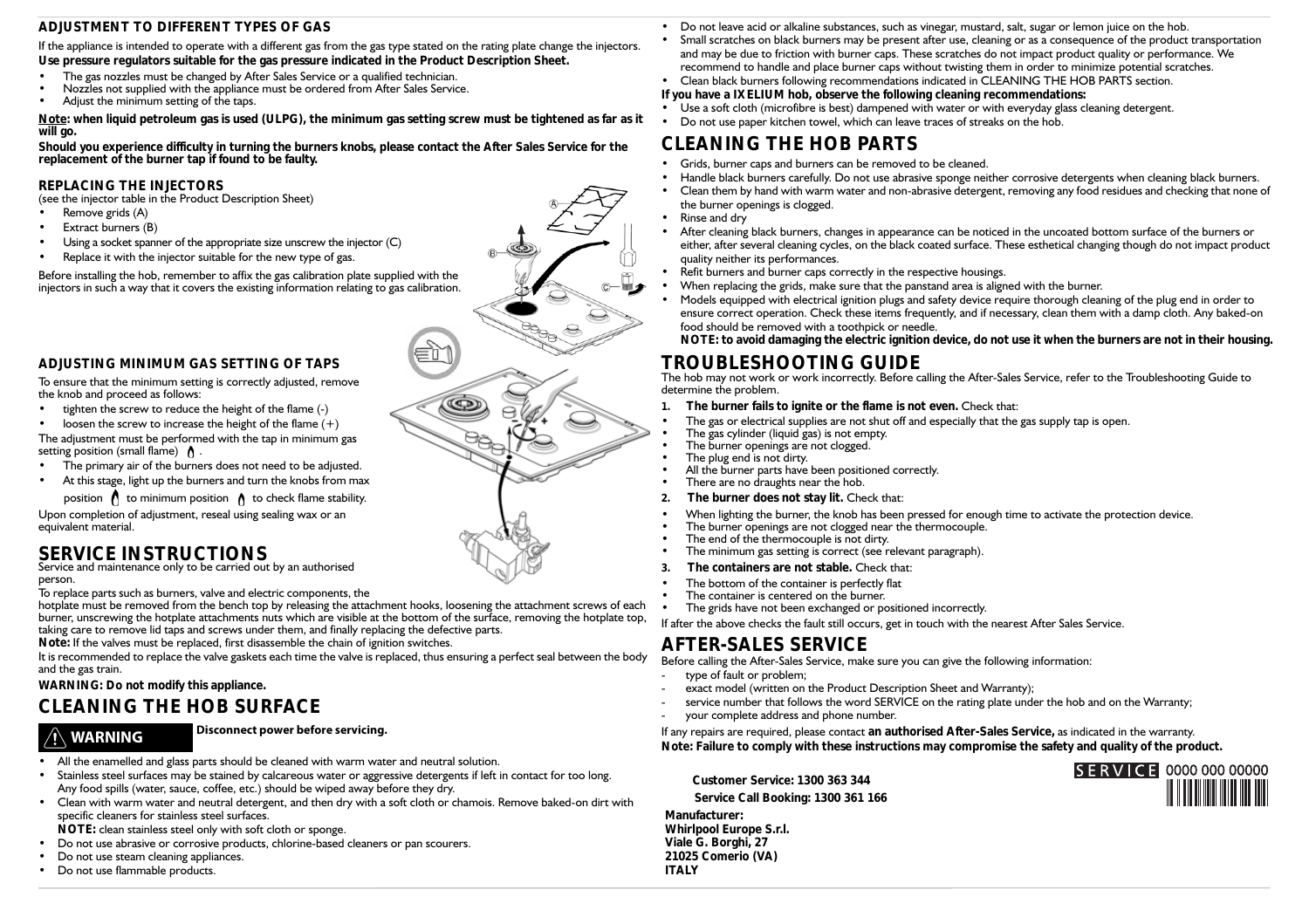### ADJUSTMENT TO DIFFERENT TYPES OF GAS

If the appliance is intended to operate with a different gas from the gas type stated on the rating plate change the injectors.
**Use pressure regulators suitable for the gas pressure indicated in the Product Description Sheet.**

- The gas nozzles must be changed by After Sales Service or a qualified technician.
- Nozzles not supplied with the appliance must be ordered from After Sales Service.
- Adjust the minimum setting of the taps.

**Note: when liquid petroleum gas is used (ULPG), the minimum gas setting screw must be tightened as far as it will go.**

**Should you experience difficulty in turning the burners knobs, please contact the After Sales Service for the replacement of the burner tap if found to be faulty.**

### REPLACING THE INJECTORS

(see the injector table in the Product Description Sheet)

- Remove grids (A)
- Extract burners (B)
- Using a socket spanner of the appropriate size unscrew the injector (C)
- Replace it with the injector suitable for the new type of gas.

Before installing the hob, remember to affix the gas calibration plate supplied with the injectors in such a way that it covers the existing information relating to gas calibration.

### ADJUSTING MINIMUM GAS SETTING OF TAPS

To ensure that the minimum setting is correctly adjusted, remove the knob and proceed as follows:

- tighten the screw to reduce the height of the flame (-)
- loosen the screw to increase the height of the flame (+)

The adjustment must be performed with the tap in minimum gas setting position (small flame).

- The primary air of the burners does not need to be adjusted.
- At this stage, light up the burners and turn the knobs from max position to minimum position to check flame stability.

Upon completion of adjustment, reseal using sealing wax or an equivalent material.

## SERVICE INSTRUCTIONS

Service and maintenance only to be carried out by an authorised person.

To replace parts such as burners, valve and electric components, the hotplate must be removed from the bench top by releasing the attachment hooks, loosening the attachment screws of each burner, unscrewing the hotplate attachments nuts which are visible at the bottom of the surface, removing the hotplate top, taking care to remove lid taps and screws under them, and finally replacing the defective parts.

**Note:** If the valves must be replaced, first disassemble the chain of ignition switches.

It is recommended to replace the valve gaskets each time the valve is replaced, thus ensuring a perfect seal between the body and the gas train.

**WARNING: Do not modify this appliance.**

## CLEANING THE HOB SURFACE

**WARNING** **Disconnect power before servicing.**

- All the enamelled and glass parts should be cleaned with warm water and neutral solution.
- Stainless steel surfaces may be stained by calcareous water or aggressive detergents if left in contact for too long. Any food spills (water, sauce, coffee, etc.) should be wiped away before they dry.
- Clean with warm water and neutral detergent, and then dry with a soft cloth or chamois. Remove baked-on dirt with specific cleaners for stainless steel surfaces.
  **NOTE:** clean stainless steel only with soft cloth or sponge.
- Do not use abrasive or corrosive products, chlorine-based cleaners or pan scourers.
- Do not use steam cleaning appliances.
- Do not use flammable products.
- Do not leave acid or alkaline substances, such as vinegar, mustard, salt, sugar or lemon juice on the hob.
- Small scratches on black burners may be present after use, cleaning or as a consequence of the product transportation and may be due to friction with burner caps. These scratches do not impact product quality or performance. We recommend to handle and place burner caps without twisting them in order to minimize potential scratches.
- Clean black burners following recommendations indicated in CLEANING THE HOB PARTS section.

**If you have a IXELIUM hob, observe the following cleaning recommendations:**

- Use a soft cloth (microfibre is best) dampened with water or with everyday glass cleaning detergent.
- Do not use paper kitchen towel, which can leave traces of streaks on the hob.

## CLEANING THE HOB PARTS

- Grids, burner caps and burners can be removed to be cleaned.
- Handle black burners carefully. Do not use abrasive sponge neither corrosive detergents when cleaning black burners.
- Clean them by hand with warm water and non-abrasive detergent, removing any food residues and checking that none of the burner openings is clogged.
- Rinse and dry
- After cleaning black burners, changes in appearance can be noticed in the uncoated bottom surface of the burners or either, after several cleaning cycles, on the black coated surface. These esthetical changing though do not impact product quality neither its performances.
- Refit burners and burner caps correctly in the respective housings.
- When replacing the grids, make sure that the panstand area is aligned with the burner.
- Models equipped with electrical ignition plugs and safety device require thorough cleaning of the plug end in order to ensure correct operation. Check these items frequently, and if necessary, clean them with a damp cloth. Any baked-on food should be removed with a toothpick or needle.
  **NOTE: to avoid damaging the electric ignition device, do not use it when the burners are not in their housing.**

## TROUBLESHOOTING GUIDE

The hob may not work or work incorrectly. Before calling the After-Sales Service, refer to the Troubleshooting Guide to determine the problem.

1. **The burner fails to ignite or the flame is not even.** Check that:
   - The gas or electrical supplies are not shut off and especially that the gas supply tap is open.
   - The gas cylinder (liquid gas) is not empty.
   - The burner openings are not clogged.
   - The plug end is not dirty.
   - All the burner parts have been positioned correctly.
   - There are no draughts near the hob.
2. **The burner does not stay lit.** Check that:
   - When lighting the burner, the knob has been pressed for enough time to activate the protection device.
   - The burner openings are not clogged near the thermocouple.
   - The end of the thermocouple is not dirty.
   - The minimum gas setting is correct (see relevant paragraph).
3. **The containers are not stable.** Check that:
   - The bottom of the container is perfectly flat
   - The container is centered on the burner.
   - The grids have not been exchanged or positioned incorrectly.

If after the above checks the fault still occurs, get in touch with the nearest After Sales Service.

## AFTER-SALES SERVICE

Before calling the After-Sales Service, make sure you can give the following information:

- type of fault or problem;
- exact model (written on the Product Description Sheet and Warranty);
- service number that follows the word SERVICE on the rating plate under the hob and on the Warranty;
- your complete address and phone number.

If any repairs are required, please contact **an authorised After-Sales Service,** as indicated in the warranty.
**Note: Failure to comply with these instructions may compromise the safety and quality of the product.**

**Customer Service: 1300 363 344**

**Service Call Booking: 1300 361 166**

SERVICE 0000 000 00000

**Manufacturer:**
**Whirlpool Europe S.r.l.**
**Viale G. Borghi, 27**
**21025 Comerio (VA)**
**ITALY**